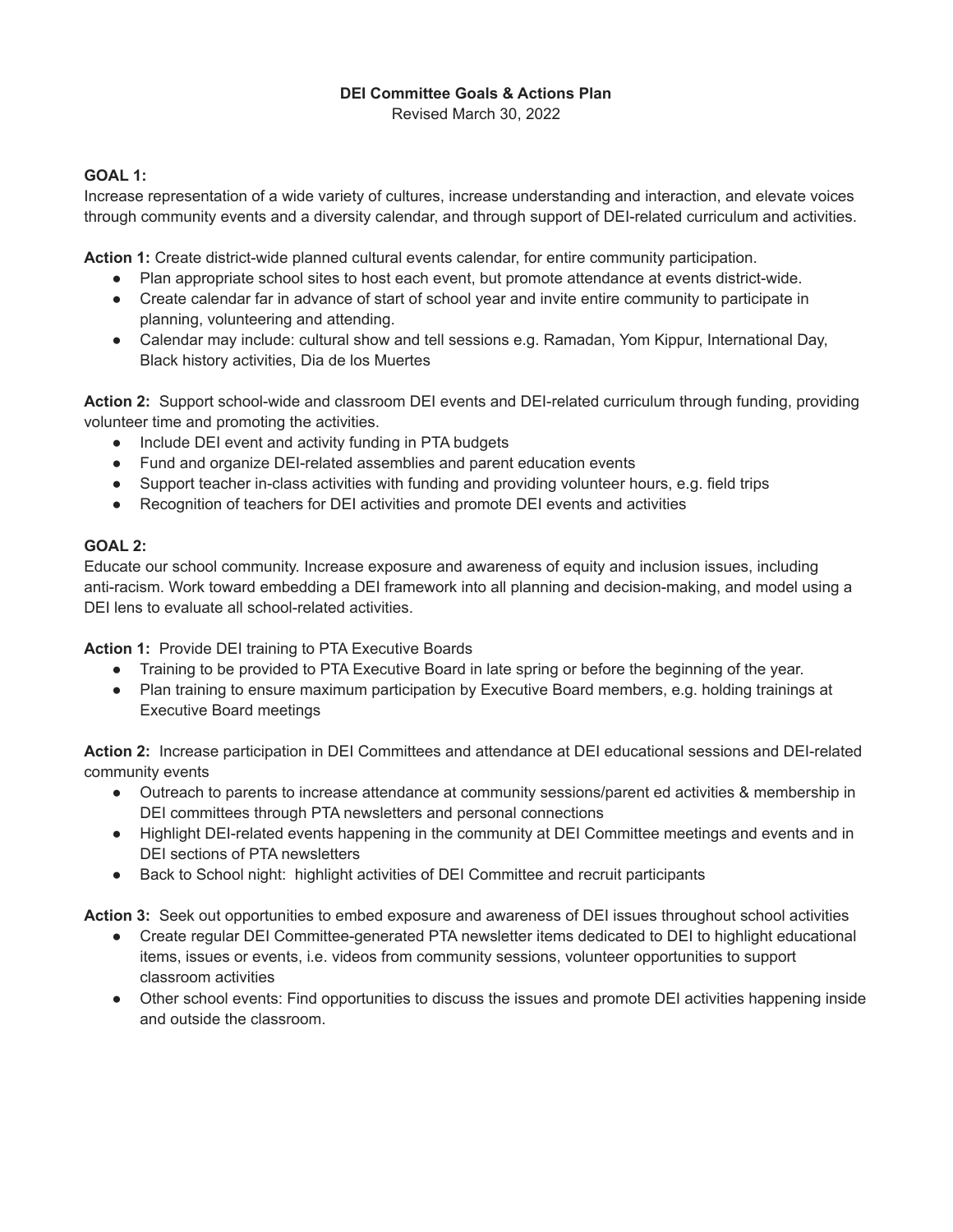# DEI Committee Goals & Actions Plan

Revised March 30, 2022

**GOAL 1:**
Increase representation of a wide variety of cultures, increase understanding and interaction, and elevate voices through community events and a diversity calendar, and through support of DEI-related curriculum and activities.

**Action 1:** Create district-wide planned cultural events calendar, for entire community participation.

- Plan appropriate school sites to host each event, but promote attendance at events district-wide.
- Create calendar far in advance of start of school year and invite entire community to participate in planning, volunteering and attending.
- Calendar may include: cultural show and tell sessions e.g. Ramadan, Yom Kippur, International Day, Black history activities, Dia de los Muertes

**Action 2:** Support school-wide and classroom DEI events and DEI-related curriculum through funding, providing volunteer time and promoting the activities.

- Include DEI event and activity funding in PTA budgets
- Fund and organize DEI-related assemblies and parent education events
- Support teacher in-class activities with funding and providing volunteer hours, e.g. field trips
- Recognition of teachers for DEI activities and promote DEI events and activities

**GOAL 2:**
Educate our school community. Increase exposure and awareness of equity and inclusion issues, including anti-racism. Work toward embedding a DEI framework into all planning and decision-making, and model using a DEI lens to evaluate all school-related activities.

**Action 1:** Provide DEI training to PTA Executive Boards

- Training to be provided to PTA Executive Board in late spring or before the beginning of the year.
- Plan training to ensure maximum participation by Executive Board members, e.g. holding trainings at Executive Board meetings

**Action 2:** Increase participation in DEI Committees and attendance at DEI educational sessions and DEI-related community events

- Outreach to parents to increase attendance at community sessions/parent ed activities & membership in DEI committees through PTA newsletters and personal connections
- Highlight DEI-related events happening in the community at DEI Committee meetings and events and in DEI sections of PTA newsletters
- Back to School night: highlight activities of DEI Committee and recruit participants

**Action 3:** Seek out opportunities to embed exposure and awareness of DEI issues throughout school activities

- Create regular DEI Committee-generated PTA newsletter items dedicated to DEI to highlight educational items, issues or events, i.e. videos from community sessions, volunteer opportunities to support classroom activities
- Other school events: Find opportunities to discuss the issues and promote DEI activities happening inside and outside the classroom.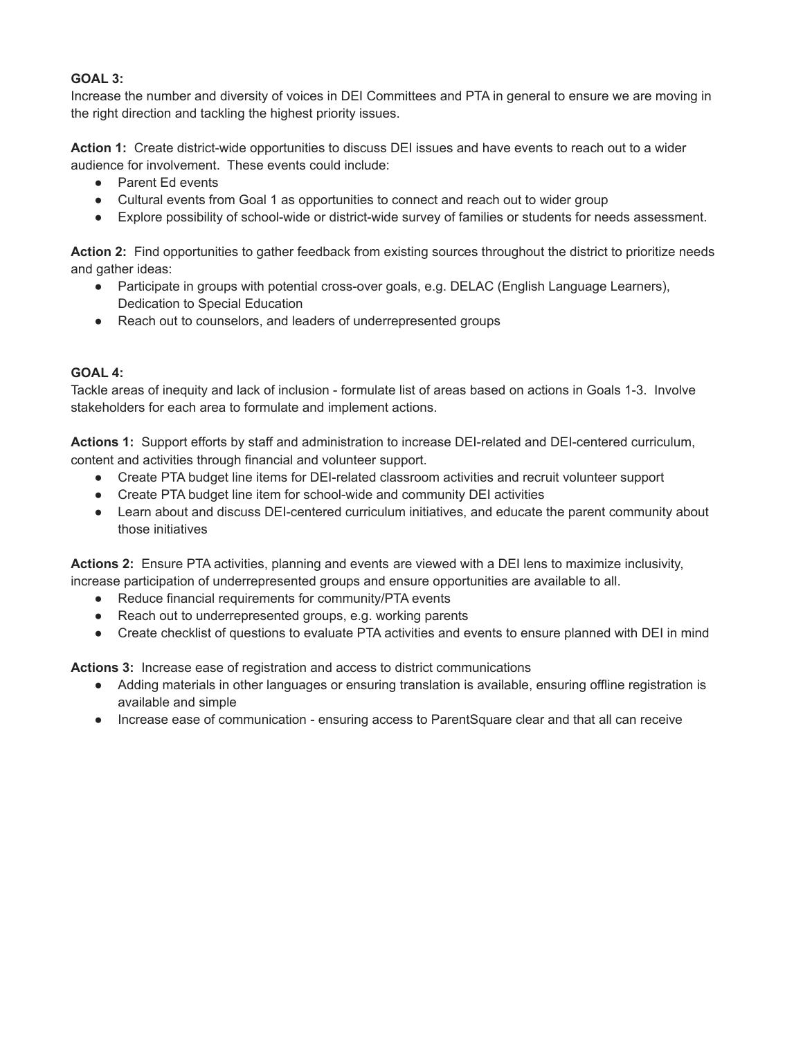**GOAL 3:**
Increase the number and diversity of voices in DEI Committees and PTA in general to ensure we are moving in the right direction and tackling the highest priority issues.

**Action 1:** Create district-wide opportunities to discuss DEI issues and have events to reach out to a wider audience for involvement. These events could include:

- Parent Ed events
- Cultural events from Goal 1 as opportunities to connect and reach out to wider group
- Explore possibility of school-wide or district-wide survey of families or students for needs assessment.

**Action 2:** Find opportunities to gather feedback from existing sources throughout the district to prioritize needs and gather ideas:

- Participate in groups with potential cross-over goals, e.g. DELAC (English Language Learners), Dedication to Special Education
- Reach out to counselors, and leaders of underrepresented groups

**GOAL 4:**
Tackle areas of inequity and lack of inclusion - formulate list of areas based on actions in Goals 1-3. Involve stakeholders for each area to formulate and implement actions.

**Actions 1:** Support efforts by staff and administration to increase DEI-related and DEI-centered curriculum, content and activities through financial and volunteer support.

- Create PTA budget line items for DEI-related classroom activities and recruit volunteer support
- Create PTA budget line item for school-wide and community DEI activities
- Learn about and discuss DEI-centered curriculum initiatives, and educate the parent community about those initiatives

**Actions 2:** Ensure PTA activities, planning and events are viewed with a DEI lens to maximize inclusivity, increase participation of underrepresented groups and ensure opportunities are available to all.

- Reduce financial requirements for community/PTA events
- Reach out to underrepresented groups, e.g. working parents
- Create checklist of questions to evaluate PTA activities and events to ensure planned with DEI in mind

**Actions 3:** Increase ease of registration and access to district communications

- Adding materials in other languages or ensuring translation is available, ensuring offline registration is available and simple
- Increase ease of communication - ensuring access to ParentSquare clear and that all can receive